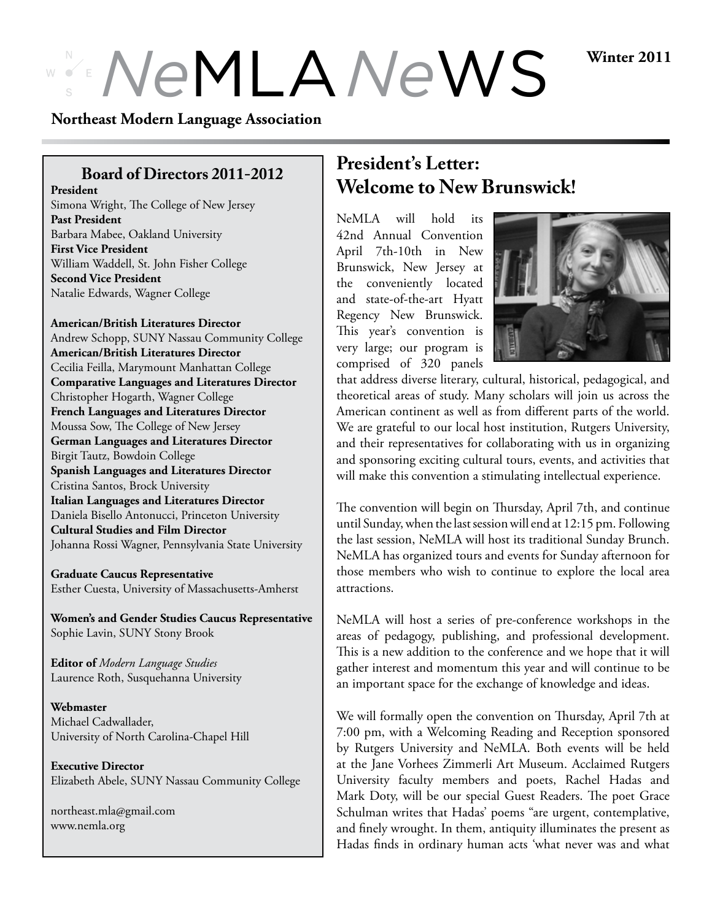# NeMLA NeWS

**Winter 2011**

**Northeast Modern Language Association**

## Board of Directors 2011-2012

**President**
Simona Wright, The College of New Jersey

**Past President**
Barbara Mabee, Oakland University

**First Vice President**
William Waddell, St. John Fisher College

**Second Vice President**
Natalie Edwards, Wagner College

**American/British Literatures Director**
Andrew Schopp, SUNY Nassau Community College

**American/British Literatures Director**
Cecilia Feilla, Marymount Manhattan College

**Comparative Languages and Literatures Director**
Christopher Hogarth, Wagner College

**French Languages and Literatures Director**
Moussa Sow, The College of New Jersey

**German Languages and Literatures Director**
Birgit Tautz, Bowdoin College

**Spanish Languages and Literatures Director**
Cristina Santos, Brock University

**Italian Languages and Literatures Director**
Daniela Bisello Antonucci, Princeton University

**Cultural Studies and Film Director**
Johanna Rossi Wagner, Pennsylvania State University

**Graduate Caucus Representative**
Esther Cuesta, University of Massachusetts-Amherst

**Women's and Gender Studies Caucus Representative**
Sophie Lavin, SUNY Stony Brook

**Editor of *Modern Language Studies***
Laurence Roth, Susquehanna University

**Webmaster**
Michael Cadwallader,
University of North Carolina-Chapel Hill

**Executive Director**
Elizabeth Abele, SUNY Nassau Community College

northeast.mla@gmail.com
www.nemla.org

## President's Letter: Welcome to New Brunswick!

NeMLA will hold its 42nd Annual Convention April 7th-10th in New Brunswick, New Jersey at the conveniently located and state-of-the-art Hyatt Regency New Brunswick. This year's convention is very large; our program is comprised of 320 panels that address diverse literary, cultural, historical, pedagogical, and theoretical areas of study. Many scholars will join us across the American continent as well as from different parts of the world. We are grateful to our local host institution, Rutgers University, and their representatives for collaborating with us in organizing and sponsoring exciting cultural tours, events, and activities that will make this convention a stimulating intellectual experience.

The convention will begin on Thursday, April 7th, and continue until Sunday, when the last session will end at 12:15 pm. Following the last session, NeMLA will host its traditional Sunday Brunch. NeMLA has organized tours and events for Sunday afternoon for those members who wish to continue to explore the local area attractions.

NeMLA will host a series of pre-conference workshops in the areas of pedagogy, publishing, and professional development. This is a new addition to the conference and we hope that it will gather interest and momentum this year and will continue to be an important space for the exchange of knowledge and ideas.

We will formally open the convention on Thursday, April 7th at 7:00 pm, with a Welcoming Reading and Reception sponsored by Rutgers University and NeMLA. Both events will be held at the Jane Vorhees Zimmerli Art Museum. Acclaimed Rutgers University faculty members and poets, Rachel Hadas and Mark Doty, will be our special Guest Readers. The poet Grace Schulman writes that Hadas' poems "are urgent, contemplative, and finely wrought. In them, antiquity illuminates the present as Hadas finds in ordinary human acts 'what never was and what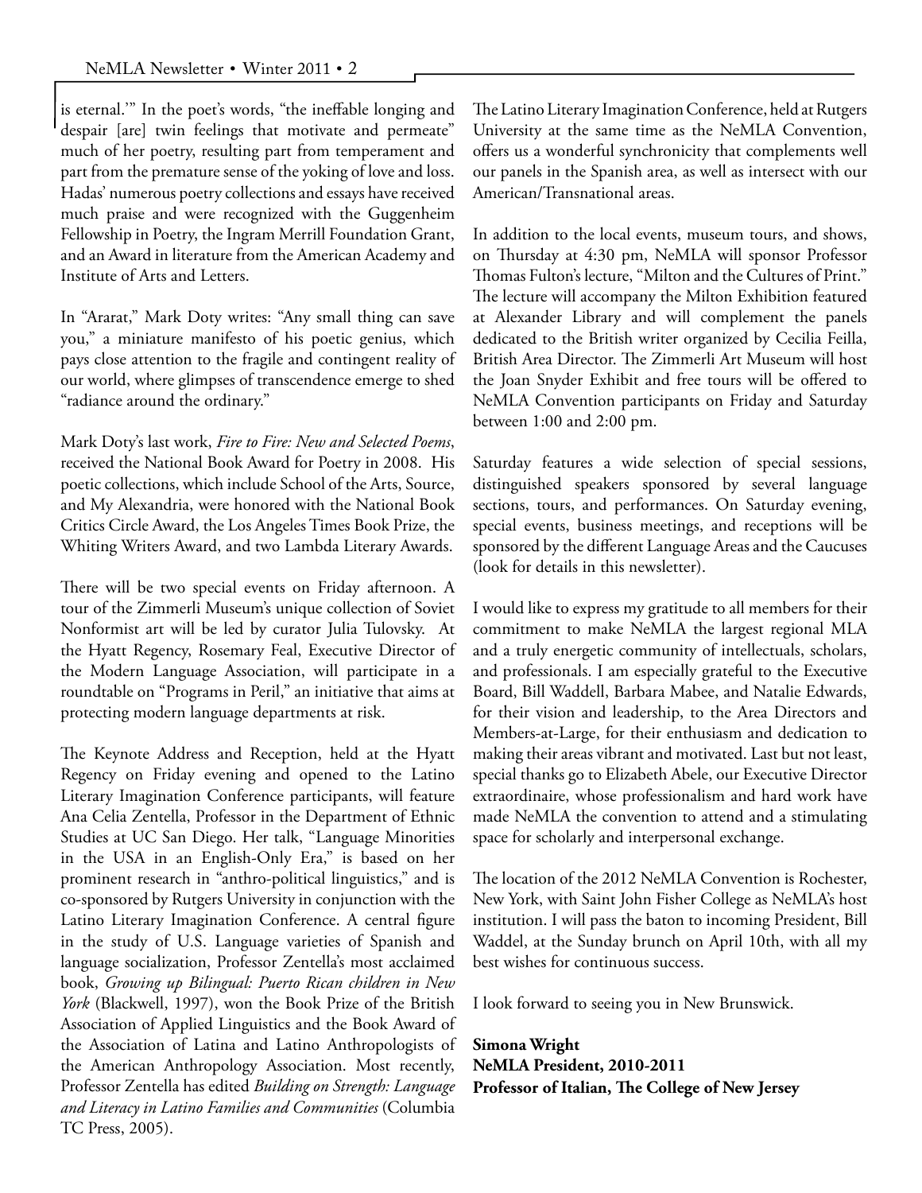is eternal.'" In the poet's words, "the ineffable longing and despair [are] twin feelings that motivate and permeate" much of her poetry, resulting part from temperament and part from the premature sense of the yoking of love and loss. Hadas' numerous poetry collections and essays have received much praise and were recognized with the Guggenheim Fellowship in Poetry, the Ingram Merrill Foundation Grant, and an Award in literature from the American Academy and Institute of Arts and Letters.

In "Ararat," Mark Doty writes: "Any small thing can save you," a miniature manifesto of his poetic genius, which pays close attention to the fragile and contingent reality of our world, where glimpses of transcendence emerge to shed "radiance around the ordinary."

Mark Doty's last work, *Fire to Fire: New and Selected Poems*, received the National Book Award for Poetry in 2008. His poetic collections, which include School of the Arts, Source, and My Alexandria, were honored with the National Book Critics Circle Award, the Los Angeles Times Book Prize, the Whiting Writers Award, and two Lambda Literary Awards.

There will be two special events on Friday afternoon. A tour of the Zimmerli Museum's unique collection of Soviet Nonformist art will be led by curator Julia Tulovsky. At the Hyatt Regency, Rosemary Feal, Executive Director of the Modern Language Association, will participate in a roundtable on "Programs in Peril," an initiative that aims at protecting modern language departments at risk.

The Keynote Address and Reception, held at the Hyatt Regency on Friday evening and opened to the Latino Literary Imagination Conference participants, will feature Ana Celia Zentella, Professor in the Department of Ethnic Studies at UC San Diego. Her talk, "Language Minorities in the USA in an English-Only Era," is based on her prominent research in "anthro-political linguistics," and is co-sponsored by Rutgers University in conjunction with the Latino Literary Imagination Conference. A central figure in the study of U.S. Language varieties of Spanish and language socialization, Professor Zentella's most acclaimed book, *Growing up Bilingual: Puerto Rican children in New York* (Blackwell, 1997), won the Book Prize of the British Association of Applied Linguistics and the Book Award of the Association of Latina and Latino Anthropologists of the American Anthropology Association. Most recently, Professor Zentella has edited *Building on Strength: Language and Literacy in Latino Families and Communities* (Columbia TC Press, 2005).

The Latino Literary Imagination Conference, held at Rutgers University at the same time as the NeMLA Convention, offers us a wonderful synchronicity that complements well our panels in the Spanish area, as well as intersect with our American/Transnational areas.

In addition to the local events, museum tours, and shows, on Thursday at 4:30 pm, NeMLA will sponsor Professor Thomas Fulton's lecture, "Milton and the Cultures of Print." The lecture will accompany the Milton Exhibition featured at Alexander Library and will complement the panels dedicated to the British writer organized by Cecilia Feilla, British Area Director. The Zimmerli Art Museum will host the Joan Snyder Exhibit and free tours will be offered to NeMLA Convention participants on Friday and Saturday between 1:00 and 2:00 pm.

Saturday features a wide selection of special sessions, distinguished speakers sponsored by several language sections, tours, and performances. On Saturday evening, special events, business meetings, and receptions will be sponsored by the different Language Areas and the Caucuses (look for details in this newsletter).

I would like to express my gratitude to all members for their commitment to make NeMLA the largest regional MLA and a truly energetic community of intellectuals, scholars, and professionals. I am especially grateful to the Executive Board, Bill Waddell, Barbara Mabee, and Natalie Edwards, for their vision and leadership, to the Area Directors and Members-at-Large, for their enthusiasm and dedication to making their areas vibrant and motivated. Last but not least, special thanks go to Elizabeth Abele, our Executive Director extraordinaire, whose professionalism and hard work have made NeMLA the convention to attend and a stimulating space for scholarly and interpersonal exchange.

The location of the 2012 NeMLA Convention is Rochester, New York, with Saint John Fisher College as NeMLA's host institution. I will pass the baton to incoming President, Bill Waddel, at the Sunday brunch on April 10th, with all my best wishes for continuous success.

I look forward to seeing you in New Brunswick.

**Simona Wright**
**NeMLA President, 2010-2011**
**Professor of Italian, The College of New Jersey**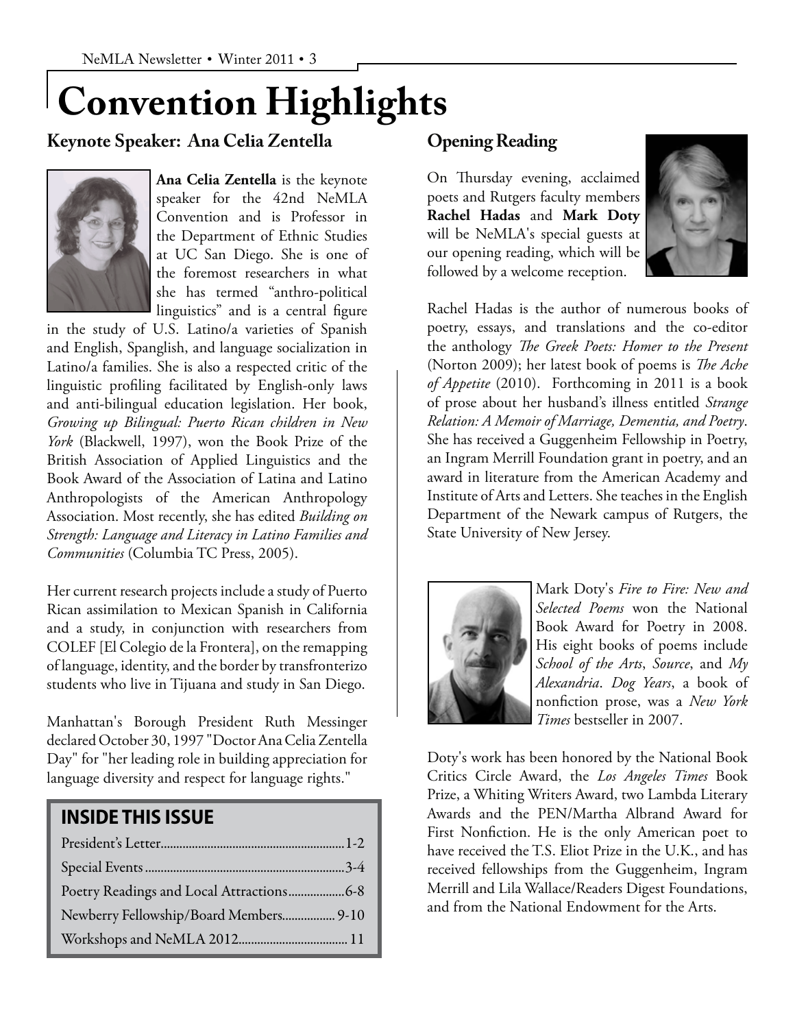# Convention Highlights

## Keynote Speaker: Ana Celia Zentella

**Ana Celia Zentella** is the keynote speaker for the 42nd NeMLA Convention and is Professor in the Department of Ethnic Studies at UC San Diego. She is one of the foremost researchers in what she has termed "anthro-political linguistics" and is a central figure in the study of U.S. Latino/a varieties of Spanish and English, Spanglish, and language socialization in Latino/a families. She is also a respected critic of the linguistic profiling facilitated by English-only laws and anti-bilingual education legislation. Her book, *Growing up Bilingual: Puerto Rican children in New York* (Blackwell, 1997), won the Book Prize of the British Association of Applied Linguistics and the Book Award of the Association of Latina and Latino Anthropologists of the American Anthropology Association. Most recently, she has edited *Building on Strength: Language and Literacy in Latino Families and Communities* (Columbia TC Press, 2005).

Her current research projects include a study of Puerto Rican assimilation to Mexican Spanish in California and a study, in conjunction with researchers from COLEF [El Colegio de la Frontera], on the remapping of language, identity, and the border by transfronterizo students who live in Tijuana and study in San Diego.

Manhattan's Borough President Ruth Messinger declared October 30, 1997 "Doctor Ana Celia Zentella Day" for "her leading role in building appreciation for language diversity and respect for language rights."

### INSIDE THIS ISSUE

President's Letter....1-2
Special Events....3-4
Poetry Readings and Local Attractions....6-8
Newberry Fellowship/Board Members....9-10
Workshops and NeMLA 2012....11

## Opening Reading

On Thursday evening, acclaimed poets and Rutgers faculty members **Rachel Hadas** and **Mark Doty** will be NeMLA's special guests at our opening reading, which will be followed by a welcome reception.

Rachel Hadas is the author of numerous books of poetry, essays, and translations and the co-editor the anthology *The Greek Poets: Homer to the Present* (Norton 2009); her latest book of poems is *The Ache of Appetite* (2010). Forthcoming in 2011 is a book of prose about her husband's illness entitled *Strange Relation: A Memoir of Marriage, Dementia, and Poetry*. She has received a Guggenheim Fellowship in Poetry, an Ingram Merrill Foundation grant in poetry, and an award in literature from the American Academy and Institute of Arts and Letters. She teaches in the English Department of the Newark campus of Rutgers, the State University of New Jersey.

Mark Doty's *Fire to Fire: New and Selected Poems* won the National Book Award for Poetry in 2008. His eight books of poems include *School of the Arts*, *Source*, and *My Alexandria*. *Dog Years*, a book of nonfiction prose, was a *New York Times* bestseller in 2007.

Doty's work has been honored by the National Book Critics Circle Award, the *Los Angeles Times* Book Prize, a Whiting Writers Award, two Lambda Literary Awards and the PEN/Martha Albrand Award for First Nonfiction. He is the only American poet to have received the T.S. Eliot Prize in the U.K., and has received fellowships from the Guggenheim, Ingram Merrill and Lila Wallace/Readers Digest Foundations, and from the National Endowment for the Arts.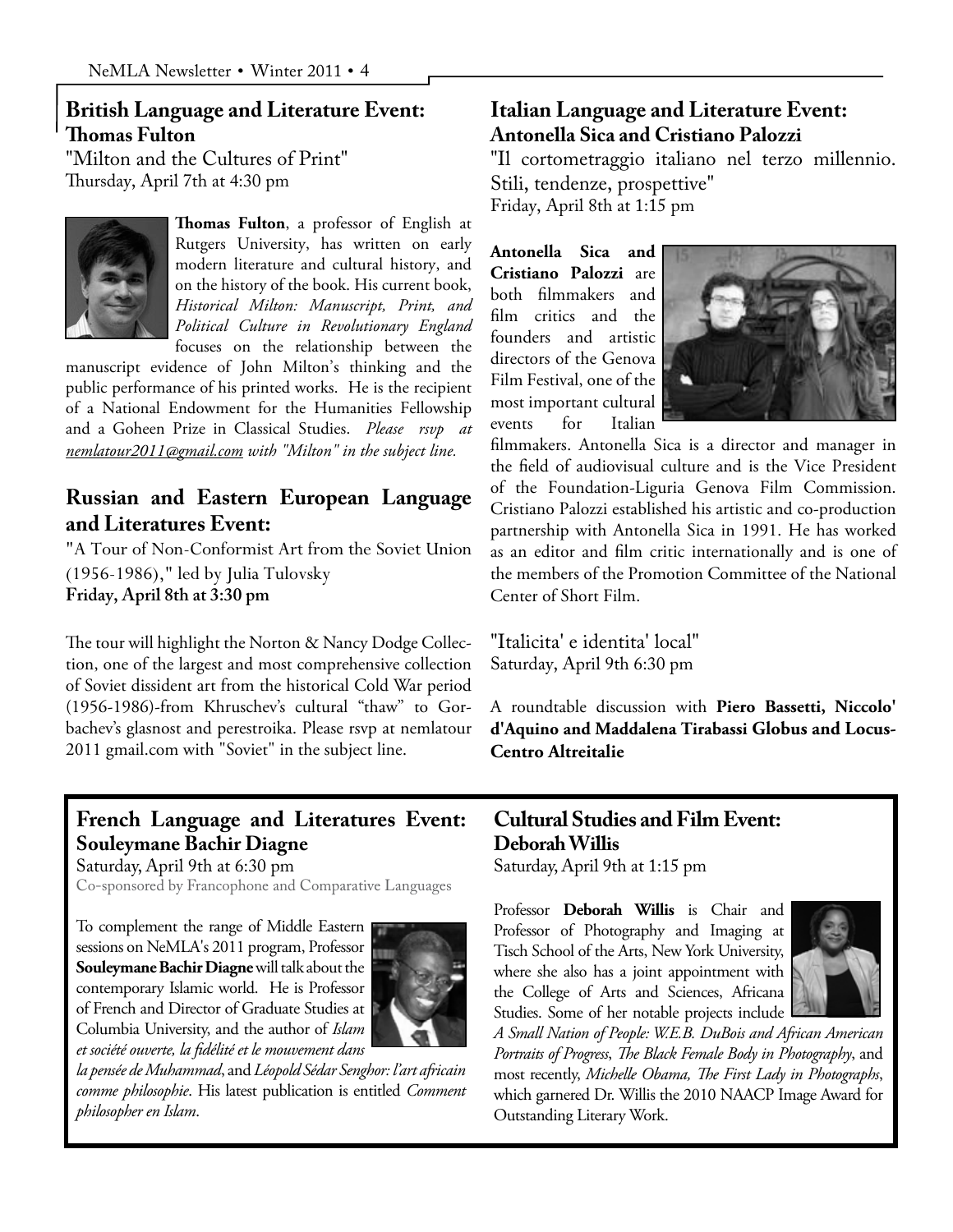## British Language and Literature Event: Thomas Fulton

"Milton and the Cultures of Print"
Thursday, April 7th at 4:30 pm

**Thomas Fulton**, a professor of English at Rutgers University, has written on early modern literature and cultural history, and on the history of the book. His current book, *Historical Milton: Manuscript, Print, and Political Culture in Revolutionary England* focuses on the relationship between the manuscript evidence of John Milton's thinking and the public performance of his printed works. He is the recipient of a National Endowment for the Humanities Fellowship and a Goheen Prize in Classical Studies. *Please rsvp at nemlatour2011@gmail.com with "Milton" in the subject line.*

## Russian and Eastern European Language and Literatures Event:

"A Tour of Non-Conformist Art from the Soviet Union (1956-1986)," led by Julia Tulovsky
**Friday, April 8th at 3:30 pm**

The tour will highlight the Norton & Nancy Dodge Collection, one of the largest and most comprehensive collection of Soviet dissident art from the historical Cold War period (1956-1986)-from Khruschev's cultural "thaw" to Gorbachev's glasnost and perestroika. Please rsvp at nemlatour 2011 gmail.com with "Soviet" in the subject line.

## Italian Language and Literature Event: Antonella Sica and Cristiano Palozzi

"Il cortometraggio italiano nel terzo millennio. Stili, tendenze, prospettive"
Friday, April 8th at 1:15 pm

**Antonella Sica and Cristiano Palozzi** are both filmmakers and film critics and the founders and artistic directors of the Genova Film Festival, one of the most important cultural events for Italian filmmakers. Antonella Sica is a director and manager in the field of audiovisual culture and is the Vice President of the Foundation-Liguria Genova Film Commission. Cristiano Palozzi established his artistic and co-production partnership with Antonella Sica in 1991. He has worked as an editor and film critic internationally and is one of the members of the Promotion Committee of the National Center of Short Film.

"Italicita' e identita' local"
Saturday, April 9th 6:30 pm

A roundtable discussion with **Piero Bassetti, Niccolo' d'Aquino and Maddalena Tirabassi Globus and Locus-Centro Altreitalie**

## French Language and Literatures Event: Souleymane Bachir Diagne

Saturday, April 9th at 6:30 pm
Co-sponsored by Francophone and Comparative Languages

To complement the range of Middle Eastern sessions on NeMLA's 2011 program, Professor **Souleymane Bachir Diagne** will talk about the contemporary Islamic world. He is Professor of French and Director of Graduate Studies at Columbia University, and the author of *Islam et société ouverte, la fidélité et le mouvement dans la pensée de Muhammad*, and *Léopold Sédar Senghor: l'art africain comme philosophie*. His latest publication is entitled *Comment philosopher en Islam*.

## Cultural Studies and Film Event: Deborah Willis

Saturday, April 9th at 1:15 pm

Professor **Deborah Willis** is Chair and Professor of Photography and Imaging at Tisch School of the Arts, New York University, where she also has a joint appointment with the College of Arts and Sciences, Africana Studies. Some of her notable projects include *A Small Nation of People: W.E.B. DuBois and African American Portraits of Progress*, *The Black Female Body in Photography*, and most recently, *Michelle Obama, The First Lady in Photographs*, which garnered Dr. Willis the 2010 NAACP Image Award for Outstanding Literary Work.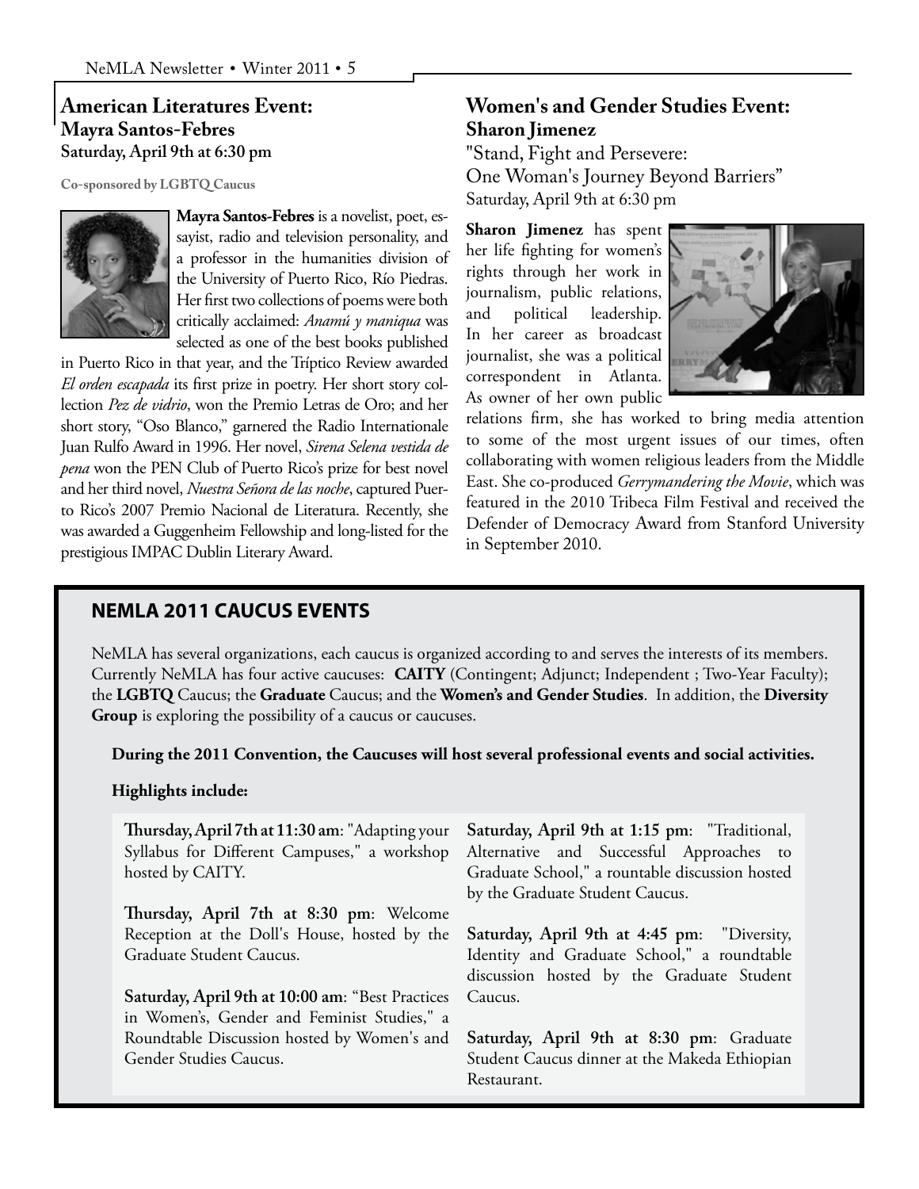## American Literatures Event: Mayra Santos-Febres

**Saturday, April 9th at 6:30 pm**

**Co-sponsored by LGBTQ Caucus**

**Mayra Santos-Febres** is a novelist, poet, essayist, radio and television personality, and a professor in the humanities division of the University of Puerto Rico, Río Piedras. Her first two collections of poems were both critically acclaimed: *Anamú y maniqua* was selected as one of the best books published in Puerto Rico in that year, and the Tríptico Review awarded *El orden escapada* its first prize in poetry. Her short story collection *Pez de vidrio*, won the Premio Letras de Oro; and her short story, "Oso Blanco," garnered the Radio Internationale Juan Rulfo Award in 1996. Her novel, *Sirena Selena vestida de pena* won the PEN Club of Puerto Rico's prize for best novel and her third novel, *Nuestra Señora de las noche*, captured Puerto Rico's 2007 Premio Nacional de Literatura. Recently, she was awarded a Guggenheim Fellowship and long-listed for the prestigious IMPAC Dublin Literary Award.

## Women's and Gender Studies Event: Sharon Jimenez

"Stand, Fight and Persevere: One Woman's Journey Beyond Barriers"

Saturday, April 9th at 6:30 pm

**Sharon Jimenez** has spent her life fighting for women's rights through her work in journalism, public relations, and political leadership. In her career as broadcast journalist, she was a political correspondent in Atlanta. As owner of her own public relations firm, she has worked to bring media attention to some of the most urgent issues of our times, often collaborating with women religious leaders from the Middle East. She co-produced *Gerrymandering the Movie*, which was featured in the 2010 Tribeca Film Festival and received the Defender of Democracy Award from Stanford University in September 2010.

## NEMLA 2011 CAUCUS EVENTS

NeMLA has several organizations, each caucus is organized according to and serves the interests of its members. Currently NeMLA has four active caucuses: **CAITY** (Contingent; Adjunct; Independent ; Two-Year Faculty); the **LGBTQ** Caucus; the **Graduate** Caucus; and the **Women's and Gender Studies**. In addition, the **Diversity Group** is exploring the possibility of a caucus or caucuses.

**During the 2011 Convention, the Caucuses will host several professional events and social activities.**

**Highlights include:**

**Thursday, April 7th at 11:30 am**: "Adapting your Syllabus for Different Campuses," a workshop hosted by CAITY.

**Thursday, April 7th at 8:30 pm**: Welcome Reception at the Doll's House, hosted by the Graduate Student Caucus.

**Saturday, April 9th at 10:00 am**: "Best Practices in Women's, Gender and Feminist Studies," a Roundtable Discussion hosted by Women's and Gender Studies Caucus.

**Saturday, April 9th at 1:15 pm**: "Traditional, Alternative and Successful Approaches to Graduate School," a rountable discussion hosted by the Graduate Student Caucus.

**Saturday, April 9th at 4:45 pm**: "Diversity, Identity and Graduate School," a roundtable discussion hosted by the Graduate Student Caucus.

**Saturday, April 9th at 8:30 pm**: Graduate Student Caucus dinner at the Makeda Ethiopian Restaurant.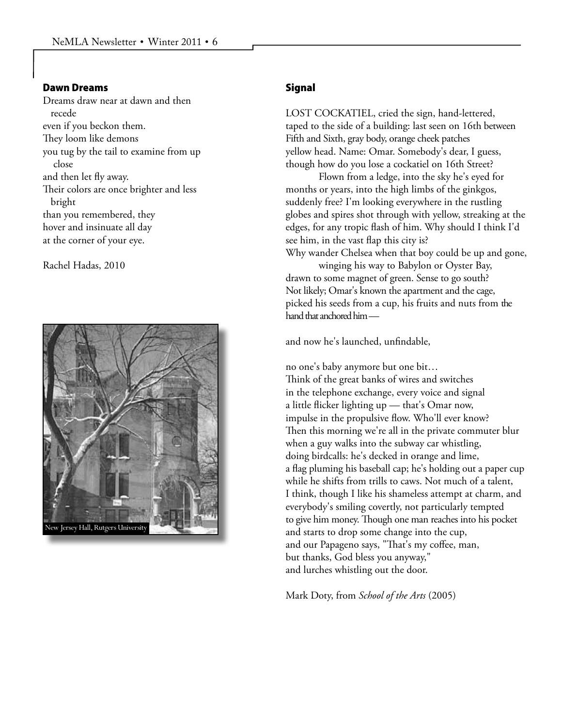## Dawn Dreams

Dreams draw near at dawn and then
  recede
even if you beckon them.
They loom like demons
you tug by the tail to examine from up
  close
and then let fly away.
Their colors are once brighter and less
  bright
than you remembered, they
hover and insinuate all day
at the corner of your eye.

Rachel Hadas, 2010

New Jersey Hall, Rutgers University

## Signal

LOST COCKATIEL, cried the sign, hand-lettered,
taped to the side of a building: last seen on 16th between
Fifth and Sixth, gray body, orange cheek patches
yellow head. Name: Omar. Somebody's dear, I guess,
though how do you lose a cockatiel on 16th Street?
  Flown from a ledge, into the sky he's eyed for
months or years, into the high limbs of the ginkgos,
suddenly free? I'm looking everywhere in the rustling
globes and spires shot through with yellow, streaking at the
edges, for any tropic flash of him. Why should I think I'd
see him, in the vast flap this city is?
Why wander Chelsea when that boy could be up and gone,
  winging his way to Babylon or Oyster Bay,
drawn to some magnet of green. Sense to go south?
Not likely; Omar's known the apartment and the cage,
picked his seeds from a cup, his fruits and nuts from the
hand that anchored him —

and now he's launched, unfindable,

no one's baby anymore but one bit…
Think of the great banks of wires and switches
in the telephone exchange, every voice and signal
a little flicker lighting up — that's Omar now,
impulse in the propulsive flow. Who'll ever know?
Then this morning we're all in the private commuter blur
when a guy walks into the subway car whistling,
doing birdcalls: he's decked in orange and lime,
a flag pluming his baseball cap; he's holding out a paper cup
while he shifts from trills to caws. Not much of a talent,
I think, though I like his shameless attempt at charm, and
everybody's smiling covertly, not particularly tempted
to give him money. Though one man reaches into his pocket
and starts to drop some change into the cup,
and our Papageno says, "That's my coffee, man,
but thanks, God bless you anyway,"
and lurches whistling out the door.

Mark Doty, from *School of the Arts* (2005)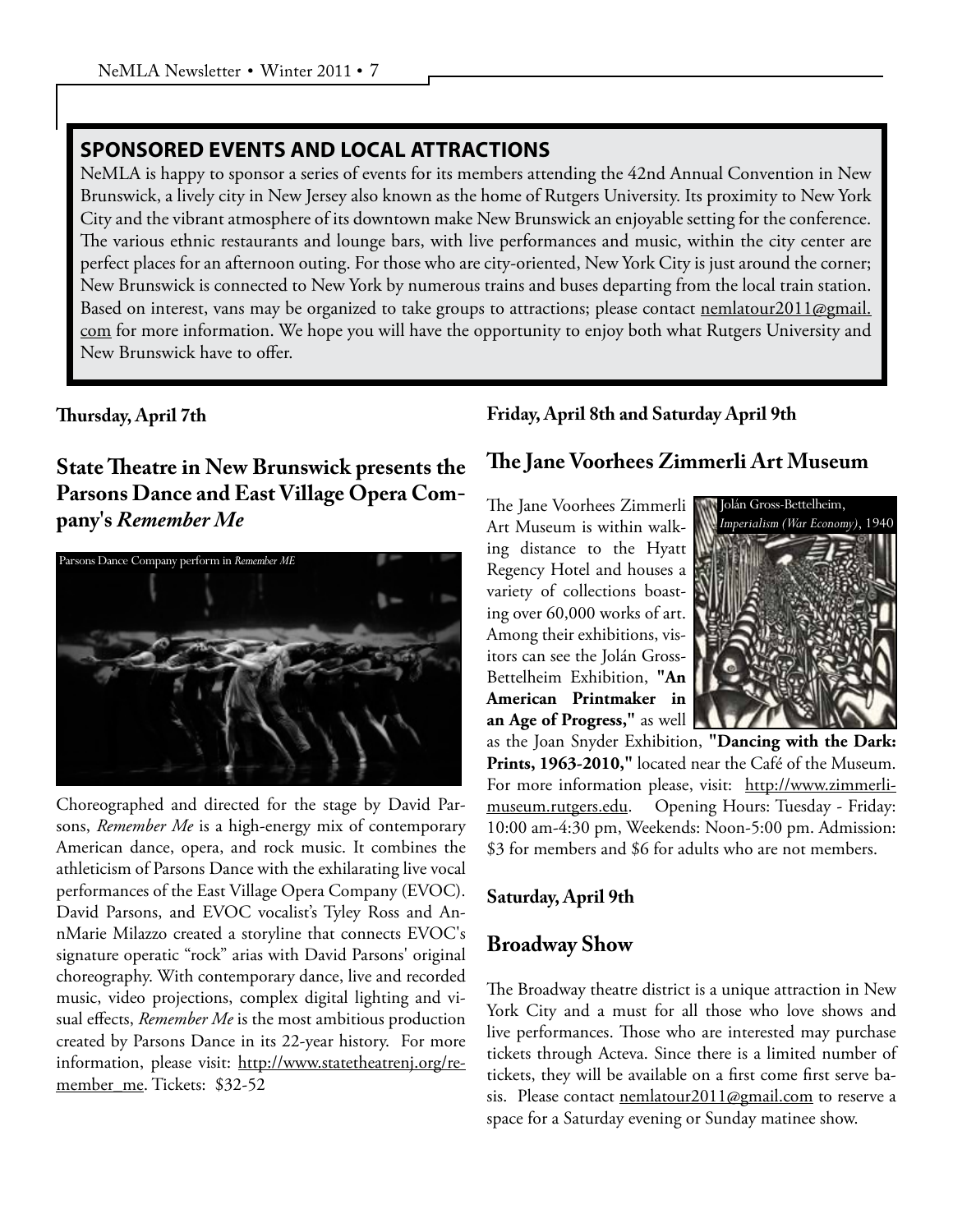## SPONSORED EVENTS AND LOCAL ATTRACTIONS

NeMLA is happy to sponsor a series of events for its members attending the 42nd Annual Convention in New Brunswick, a lively city in New Jersey also known as the home of Rutgers University. Its proximity to New York City and the vibrant atmosphere of its downtown make New Brunswick an enjoyable setting for the conference. The various ethnic restaurants and lounge bars, with live performances and music, within the city center are perfect places for an afternoon outing. For those who are city-oriented, New York City is just around the corner; New Brunswick is connected to New York by numerous trains and buses departing from the local train station. Based on interest, vans may be organized to take groups to attractions; please contact nemlatour2011@gmail.com for more information. We hope you will have the opportunity to enjoy both what Rutgers University and New Brunswick have to offer.

**Thursday, April 7th**

### State Theatre in New Brunswick presents the Parsons Dance and East Village Opera Company's *Remember Me*

Parsons Dance Company perform in *Remember ME*

Choreographed and directed for the stage by David Parsons, *Remember Me* is a high-energy mix of contemporary American dance, opera, and rock music. It combines the athleticism of Parsons Dance with the exhilarating live vocal performances of the East Village Opera Company (EVOC). David Parsons, and EVOC vocalist's Tyley Ross and AnnMarie Milazzo created a storyline that connects EVOC's signature operatic "rock" arias with David Parsons' original choreography. With contemporary dance, live and recorded music, video projections, complex digital lighting and visual effects, *Remember Me* is the most ambitious production created by Parsons Dance in its 22-year history. For more information, please visit: http://www.statetheatrenj.org/remember_me. Tickets: $32-52

**Friday, April 8th and Saturday April 9th**

### The Jane Voorhees Zimmerli Art Museum

Jolán Gross-Bettelheim, *Imperialism (War Economy)*, 1940

The Jane Voorhees Zimmerli Art Museum is within walking distance to the Hyatt Regency Hotel and houses a variety of collections boasting over 60,000 works of art. Among their exhibitions, visitors can see the Jolán Gross-Bettelheim Exhibition, **"An American Printmaker in an Age of Progress,"** as well as the Joan Snyder Exhibition, **"Dancing with the Dark: Prints, 1963-2010,"** located near the Café of the Museum. For more information please, visit: http://www.zimmerlimuseum.rutgers.edu. Opening Hours: Tuesday - Friday: 10:00 am-4:30 pm, Weekends: Noon-5:00 pm. Admission: $3 for members and $6 for adults who are not members.

**Saturday, April 9th**

### Broadway Show

The Broadway theatre district is a unique attraction in New York City and a must for all those who love shows and live performances. Those who are interested may purchase tickets through Acteva. Since there is a limited number of tickets, they will be available on a first come first serve basis. Please contact nemlatour2011@gmail.com to reserve a space for a Saturday evening or Sunday matinee show.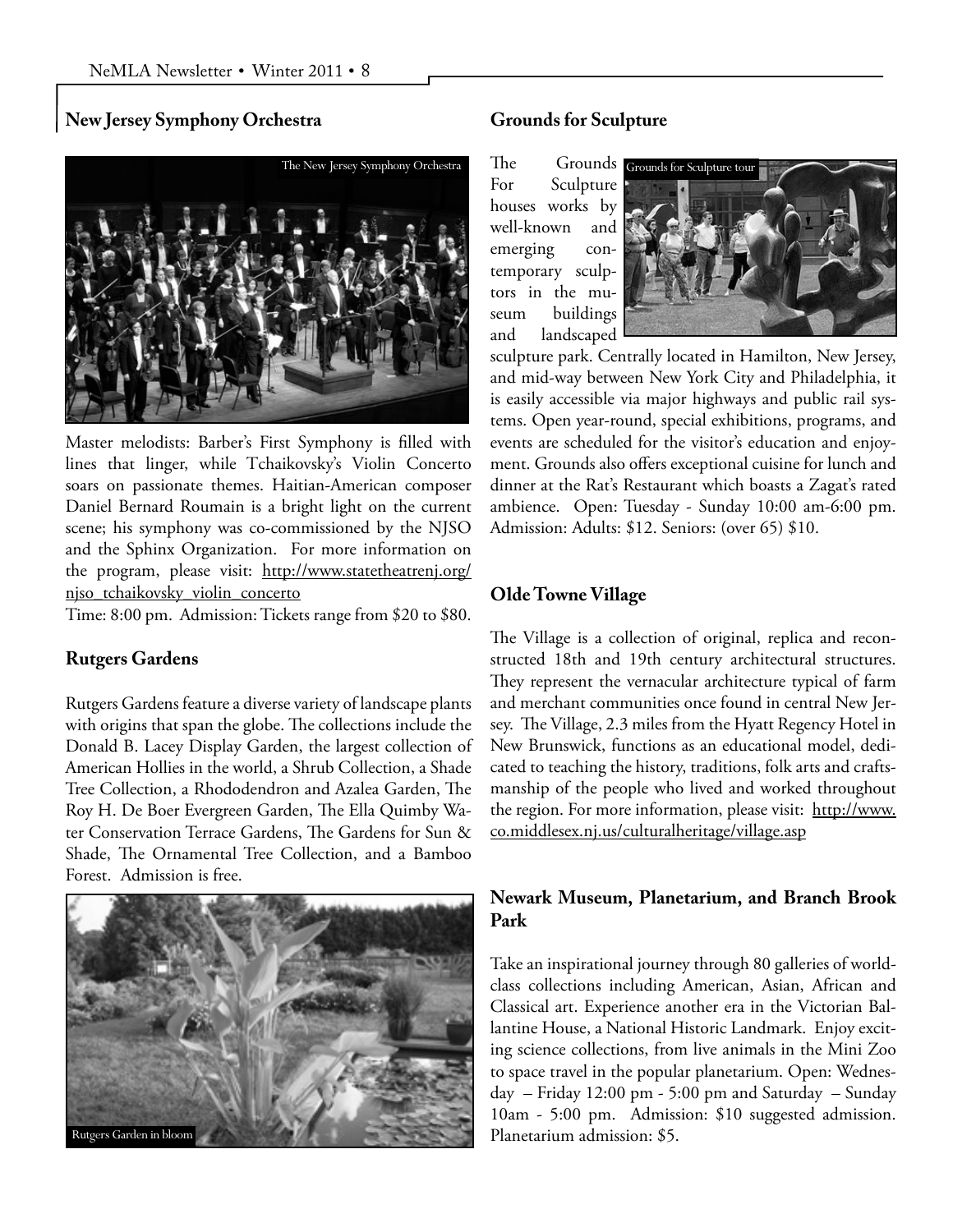## New Jersey Symphony Orchestra

The New Jersey Symphony Orchestra

Master melodists: Barber's First Symphony is filled with lines that linger, while Tchaikovsky's Violin Concerto soars on passionate themes. Haitian-American composer Daniel Bernard Roumain is a bright light on the current scene; his symphony was co-commissioned by the NJSO and the Sphinx Organization. For more information on the program, please visit: http://www.statetheatrenj.org/njso_tchaikovsky_violin_concerto

Time: 8:00 pm. Admission: Tickets range from $20 to $80.

## Rutgers Gardens

Rutgers Gardens feature a diverse variety of landscape plants with origins that span the globe. The collections include the Donald B. Lacey Display Garden, the largest collection of American Hollies in the world, a Shrub Collection, a Shade Tree Collection, a Rhododendron and Azalea Garden, The Roy H. De Boer Evergreen Garden, The Ella Quimby Water Conservation Terrace Gardens, The Gardens for Sun & Shade, The Ornamental Tree Collection, and a Bamboo Forest. Admission is free.

Rutgers Garden in bloom

## Grounds for Sculpture

Grounds for Sculpture tour

The Grounds For Sculpture houses works by well-known and emerging contemporary sculptors in the museum buildings and landscaped sculpture park. Centrally located in Hamilton, New Jersey, and mid-way between New York City and Philadelphia, it is easily accessible via major highways and public rail systems. Open year-round, special exhibitions, programs, and events are scheduled for the visitor's education and enjoyment. Grounds also offers exceptional cuisine for lunch and dinner at the Rat's Restaurant which boasts a Zagat's rated ambience. Open: Tuesday - Sunday 10:00 am-6:00 pm. Admission: Adults: $12. Seniors: (over 65) $10.

## Olde Towne Village

The Village is a collection of original, replica and reconstructed 18th and 19th century architectural structures. They represent the vernacular architecture typical of farm and merchant communities once found in central New Jersey. The Village, 2.3 miles from the Hyatt Regency Hotel in New Brunswick, functions as an educational model, dedicated to teaching the history, traditions, folk arts and craftsmanship of the people who lived and worked throughout the region. For more information, please visit: http://www.co.middlesex.nj.us/culturalheritage/village.asp

## Newark Museum, Planetarium, and Branch Brook Park

Take an inspirational journey through 80 galleries of world-class collections including American, Asian, African and Classical art. Experience another era in the Victorian Ballantine House, a National Historic Landmark. Enjoy exciting science collections, from live animals in the Mini Zoo to space travel in the popular planetarium. Open: Wednesday – Friday 12:00 pm - 5:00 pm and Saturday – Sunday 10am - 5:00 pm. Admission: $10 suggested admission. Planetarium admission: $5.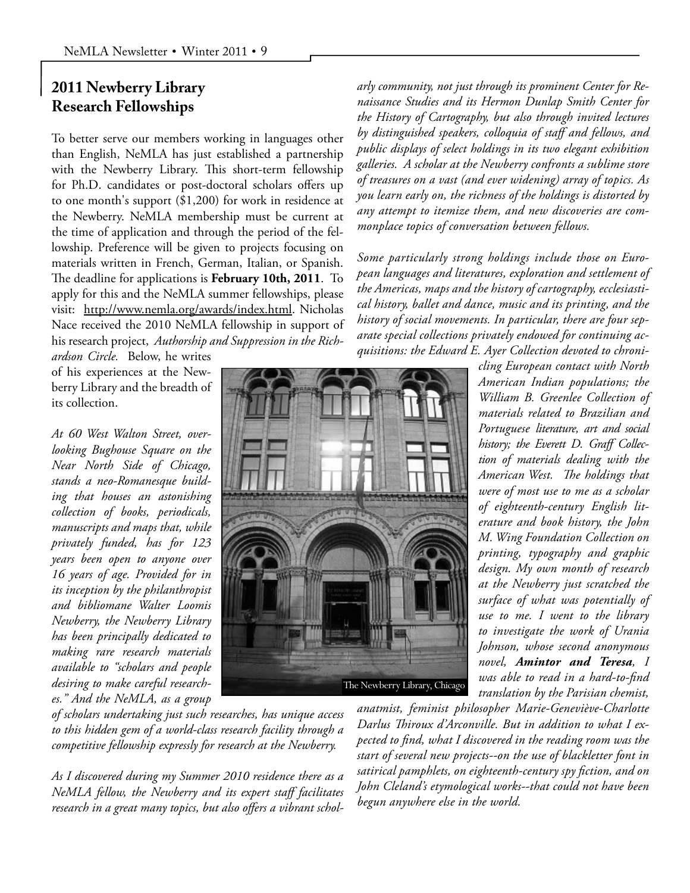## 2011 Newberry Library Research Fellowships

To better serve our members working in languages other than English, NeMLA has just established a partnership with the Newberry Library. This short-term fellowship for Ph.D. candidates or post-doctoral scholars offers up to one month's support ($1,200) for work in residence at the Newberry. NeMLA membership must be current at the time of application and through the period of the fellowship. Preference will be given to projects focusing on materials written in French, German, Italian, or Spanish. The deadline for applications is **February 10th, 2011**. To apply for this and the NeMLA summer fellowships, please visit: http://www.nemla.org/awards/index.html. Nicholas Nace received the 2010 NeMLA fellowship in support of his research project, *Authorship and Suppression in the Richardson Circle.* Below, he writes of his experiences at the Newberry Library and the breadth of its collection.

*At 60 West Walton Street, overlooking Bughouse Square on the Near North Side of Chicago, stands a neo-Romanesque building that houses an astonishing collection of books, periodicals, manuscripts and maps that, while privately funded, has for 123 years been open to anyone over 16 years of age. Provided for in its inception by the philanthropist and bibliomane Walter Loomis Newberry, the Newberry Library has been principally dedicated to making rare research materials available to "scholars and people desiring to make careful researches." And the NeMLA, as a group of scholars undertaking just such researches, has unique access to this hidden gem of a world-class research facility through a competitive fellowship expressly for research at the Newberry.*

The Newberry Library, Chicago

*As I discovered during my Summer 2010 residence there as a NeMLA fellow, the Newberry and its expert staff facilitates research in a great many topics, but also offers a vibrant scholarly community, not just through its prominent Center for Renaissance Studies and its Hermon Dunlap Smith Center for the History of Cartography, but also through invited lectures by distinguished speakers, colloquia of staff and fellows, and public displays of select holdings in its two elegant exhibition galleries. A scholar at the Newberry confronts a sublime store of treasures on a vast (and ever widening) array of topics. As you learn early on, the richness of the holdings is distorted by any attempt to itemize them, and new discoveries are commonplace topics of conversation between fellows.*

*Some particularly strong holdings include those on European languages and literatures, exploration and settlement of the Americas, maps and the history of cartography, ecclesiastical history, ballet and dance, music and its printing, and the history of social movements. In particular, there are four separate special collections privately endowed for continuing acquisitions: the Edward E. Ayer Collection devoted to chronicling European contact with North American Indian populations; the William B. Greenlee Collection of materials related to Brazilian and Portuguese literature, art and social history; the Everett D. Graff Collection of materials dealing with the American West. The holdings that were of most use to me as a scholar of eighteenth-century English literature and book history, the John M. Wing Foundation Collection on printing, typography and graphic design. My own month of research at the Newberry just scratched the surface of what was potentially of use to me. I went to the library to investigate the work of Urania Johnson, whose second anonymous novel,* ***Amintor and Teresa****, I was able to read in a hard-to-find translation by the Parisian chemist, anatmist, feminist philosopher Marie-Geneviève-Charlotte Darlus Thiroux d'Arconville. But in addition to what I expected to find, what I discovered in the reading room was the start of several new projects--on the use of blackletter font in satirical pamphlets, on eighteenth-century spy fiction, and on John Cleland's etymological works--that could not have been begun anywhere else in the world.*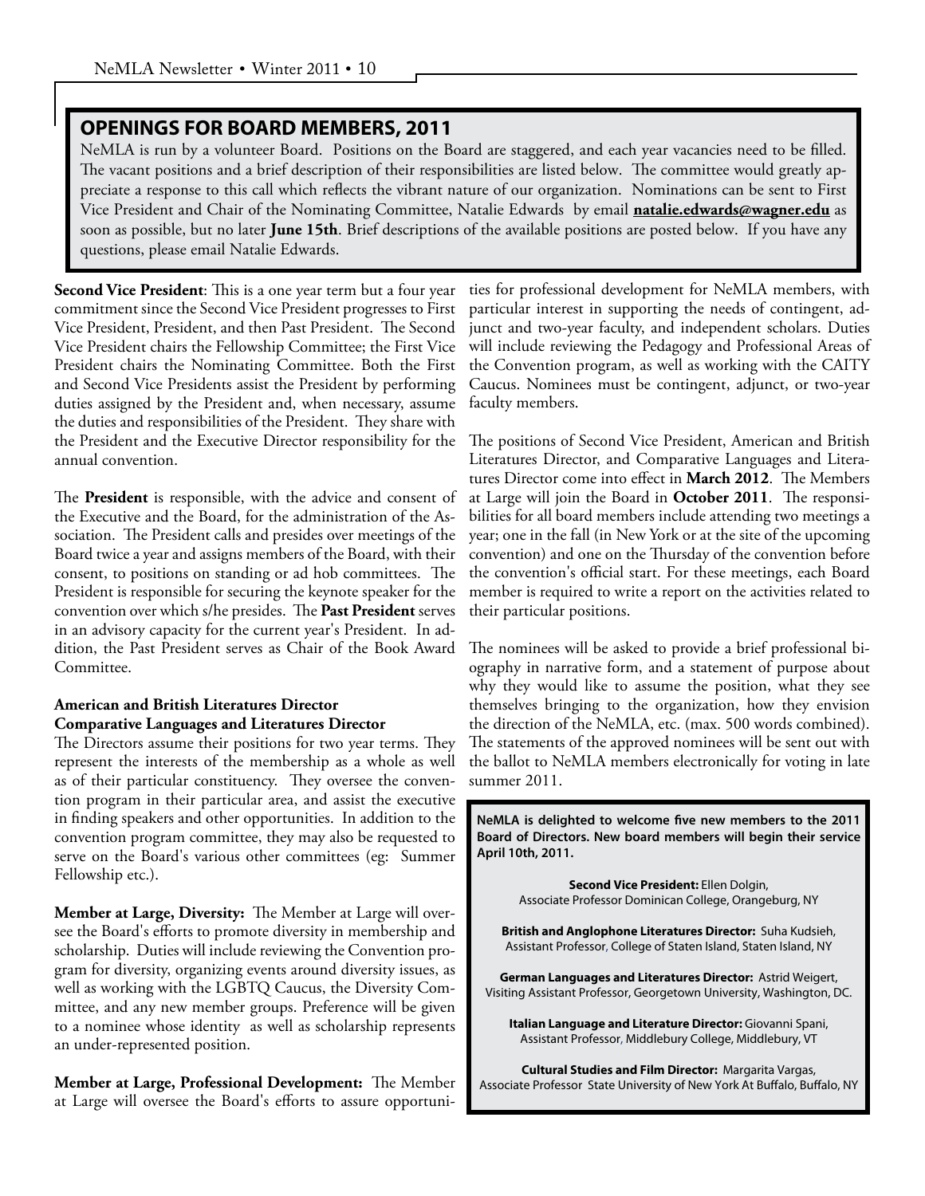## OPENINGS FOR BOARD MEMBERS, 2011

NeMLA is run by a volunteer Board. Positions on the Board are staggered, and each year vacancies need to be filled. The vacant positions and a brief description of their responsibilities are listed below. The committee would greatly appreciate a response to this call which reflects the vibrant nature of our organization. Nominations can be sent to First Vice President and Chair of the Nominating Committee, Natalie Edwards by email **natalie.edwards@wagner.edu** as soon as possible, but no later **June 15th**. Brief descriptions of the available positions are posted below. If you have any questions, please email Natalie Edwards.

**Second Vice President**: This is a one year term but a four year commitment since the Second Vice President progresses to First Vice President, President, and then Past President. The Second Vice President chairs the Fellowship Committee; the First Vice President chairs the Nominating Committee. Both the First and Second Vice Presidents assist the President by performing duties assigned by the President and, when necessary, assume the duties and responsibilities of the President. They share with the President and the Executive Director responsibility for the annual convention.

The **President** is responsible, with the advice and consent of the Executive and the Board, for the administration of the Association. The President calls and presides over meetings of the Board twice a year and assigns members of the Board, with their consent, to positions on standing or ad hob committees. The President is responsible for securing the keynote speaker for the convention over which s/he presides. The **Past President** serves in an advisory capacity for the current year's President. In addition, the Past President serves as Chair of the Book Award Committee.

**American and British Literatures Director**
**Comparative Languages and Literatures Director**

The Directors assume their positions for two year terms. They represent the interests of the membership as a whole as well as of their particular constituency. They oversee the convention program in their particular area, and assist the executive in finding speakers and other opportunities. In addition to the convention program committee, they may also be requested to serve on the Board's various other committees (eg: Summer Fellowship etc.).

**Member at Large, Diversity:** The Member at Large will oversee the Board's efforts to promote diversity in membership and scholarship. Duties will include reviewing the Convention program for diversity, organizing events around diversity issues, as well as working with the LGBTQ Caucus, the Diversity Committee, and any new member groups. Preference will be given to a nominee whose identity as well as scholarship represents an under-represented position.

**Member at Large, Professional Development:** The Member at Large will oversee the Board's efforts to assure opportunities for professional development for NeMLA members, with particular interest in supporting the needs of contingent, adjunct and two-year faculty, and independent scholars. Duties will include reviewing the Pedagogy and Professional Areas of the Convention program, as well as working with the CAITY Caucus. Nominees must be contingent, adjunct, or two-year faculty members.

The positions of Second Vice President, American and British Literatures Director, and Comparative Languages and Literatures Director come into effect in **March 2012**. The Members at Large will join the Board in **October 2011**. The responsibilities for all board members include attending two meetings a year; one in the fall (in New York or at the site of the upcoming convention) and one on the Thursday of the convention before the convention's official start. For these meetings, each Board member is required to write a report on the activities related to their particular positions.

The nominees will be asked to provide a brief professional biography in narrative form, and a statement of purpose about why they would like to assume the position, what they see themselves bringing to the organization, how they envision the direction of the NeMLA, etc. (max. 500 words combined). The statements of the approved nominees will be sent out with the ballot to NeMLA members electronically for voting in late summer 2011.

**NeMLA is delighted to welcome five new members to the 2011 Board of Directors. New board members will begin their service April 10th, 2011.**

**Second Vice President:** Ellen Dolgin,
Associate Professor Dominican College, Orangeburg, NY

**British and Anglophone Literatures Director:** Suha Kudsieh,
Assistant Professor, College of Staten Island, Staten Island, NY

**German Languages and Literatures Director:** Astrid Weigert,
Visiting Assistant Professor, Georgetown University, Washington, DC.

**Italian Language and Literature Director:** Giovanni Spani,
Assistant Professor, Middlebury College, Middlebury, VT

**Cultural Studies and Film Director:** Margarita Vargas,
Associate Professor State University of New York At Buffalo, Buffalo, NY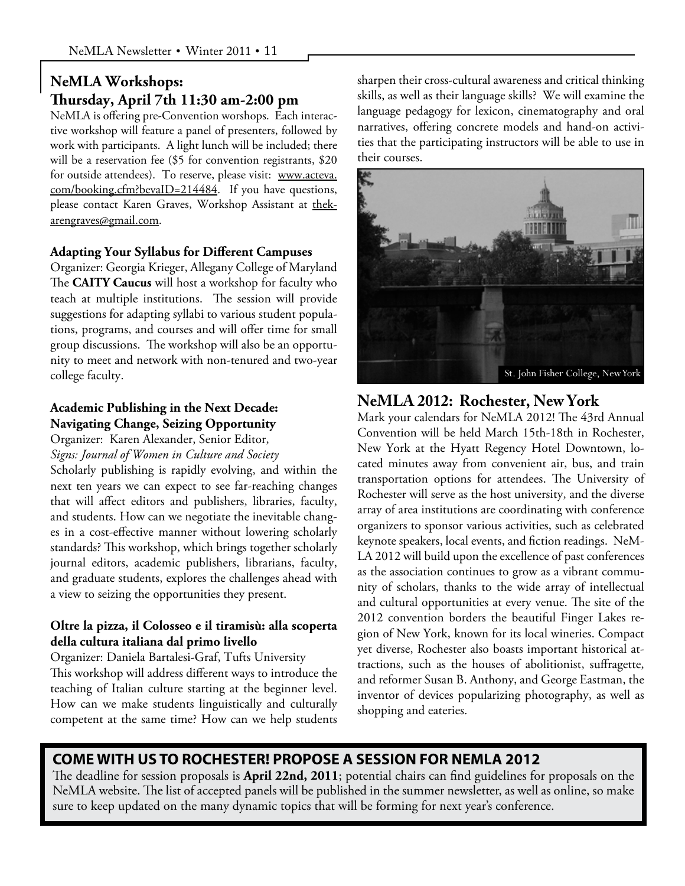## NeMLA Workshops: Thursday, April 7th 11:30 am-2:00 pm

NeMLA is offering pre-Convention worshops. Each interactive workshop will feature a panel of presenters, followed by work with participants. A light lunch will be included; there will be a reservation fee ($5 for convention registrants, $20 for outside attendees). To reserve, please visit: www.acteva.com/booking.cfm?bevaID=214484. If you have questions, please contact Karen Graves, Workshop Assistant at thekarengraves@gmail.com.

### Adapting Your Syllabus for Different Campuses

Organizer: Georgia Krieger, Allegany College of Maryland

The **CAITY Caucus** will host a workshop for faculty who teach at multiple institutions. The session will provide suggestions for adapting syllabi to various student populations, programs, and courses and will offer time for small group discussions. The workshop will also be an opportunity to meet and network with non-tenured and two-year college faculty.

### Academic Publishing in the Next Decade: Navigating Change, Seizing Opportunity

Organizer: Karen Alexander, Senior Editor, *Signs: Journal of Women in Culture and Society*

Scholarly publishing is rapidly evolving, and within the next ten years we can expect to see far-reaching changes that will affect editors and publishers, libraries, faculty, and students. How can we negotiate the inevitable changes in a cost-effective manner without lowering scholarly standards? This workshop, which brings together scholarly journal editors, academic publishers, librarians, faculty, and graduate students, explores the challenges ahead with a view to seizing the opportunities they present.

### Oltre la pizza, il Colosseo e il tiramisù: alla scoperta della cultura italiana dal primo livello

Organizer: Daniela Bartalesi-Graf, Tufts University

This workshop will address different ways to introduce the teaching of Italian culture starting at the beginner level. How can we make students linguistically and culturally competent at the same time? How can we help students sharpen their cross-cultural awareness and critical thinking skills, as well as their language skills? We will examine the language pedagogy for lexicon, cinematography and oral narratives, offering concrete models and hand-on activities that the participating instructors will be able to use in their courses.

St. John Fisher College, New York

## NeMLA 2012: Rochester, New York

Mark your calendars for NeMLA 2012! The 43rd Annual Convention will be held March 15th-18th in Rochester, New York at the Hyatt Regency Hotel Downtown, located minutes away from convenient air, bus, and train transportation options for attendees. The University of Rochester will serve as the host university, and the diverse array of area institutions are coordinating with conference organizers to sponsor various activities, such as celebrated keynote speakers, local events, and fiction readings. NeMLA 2012 will build upon the excellence of past conferences as the association continues to grow as a vibrant community of scholars, thanks to the wide array of intellectual and cultural opportunities at every venue. The site of the 2012 convention borders the beautiful Finger Lakes region of New York, known for its local wineries. Compact yet diverse, Rochester also boasts important historical attractions, such as the houses of abolitionist, suffragette, and reformer Susan B. Anthony, and George Eastman, the inventor of devices popularizing photography, as well as shopping and eateries.

## COME WITH US TO ROCHESTER! PROPOSE A SESSION FOR NEMLA 2012

The deadline for session proposals is **April 22nd, 2011**; potential chairs can find guidelines for proposals on the NeMLA website. The list of accepted panels will be published in the summer newsletter, as well as online, so make sure to keep updated on the many dynamic topics that will be forming for next year's conference.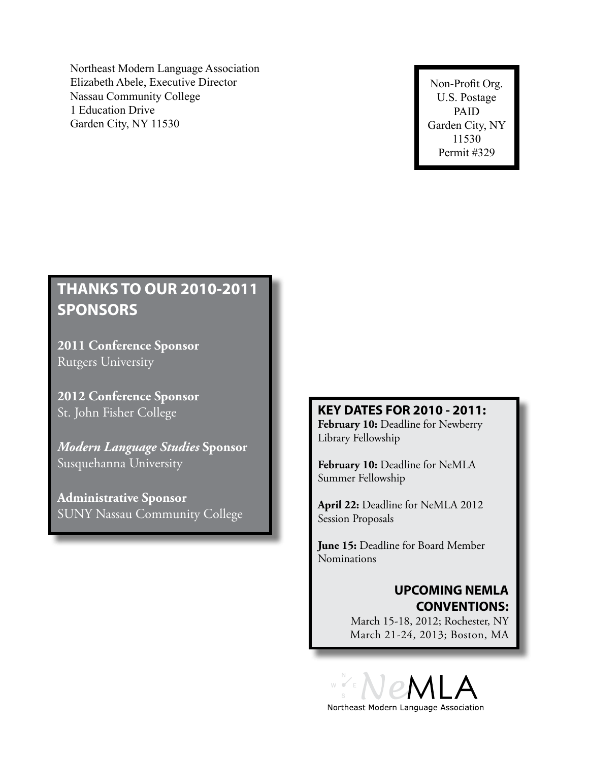Northeast Modern Language Association
Elizabeth Abele, Executive Director
Nassau Community College
1 Education Drive
Garden City, NY 11530

Non-Profit Org.
U.S. Postage
PAID
Garden City, NY
11530
Permit #329

## THANKS TO OUR 2010-2011 SPONSORS

**2011 Conference Sponsor**
Rutgers University

**2012 Conference Sponsor**
St. John Fisher College

***Modern Language Studies* Sponsor**
Susquehanna University

**Administrative Sponsor**
SUNY Nassau Community College

## KEY DATES FOR 2010 - 2011:

**February 10:** Deadline for Newberry Library Fellowship

**February 10:** Deadline for NeMLA Summer Fellowship

**April 22:** Deadline for NeMLA 2012 Session Proposals

**June 15:** Deadline for Board Member Nominations

## UPCOMING NEMLA CONVENTIONS:

March 15-18, 2012; Rochester, NY
March 21-24, 2013; Boston, MA

NeMLA
Northeast Modern Language Association